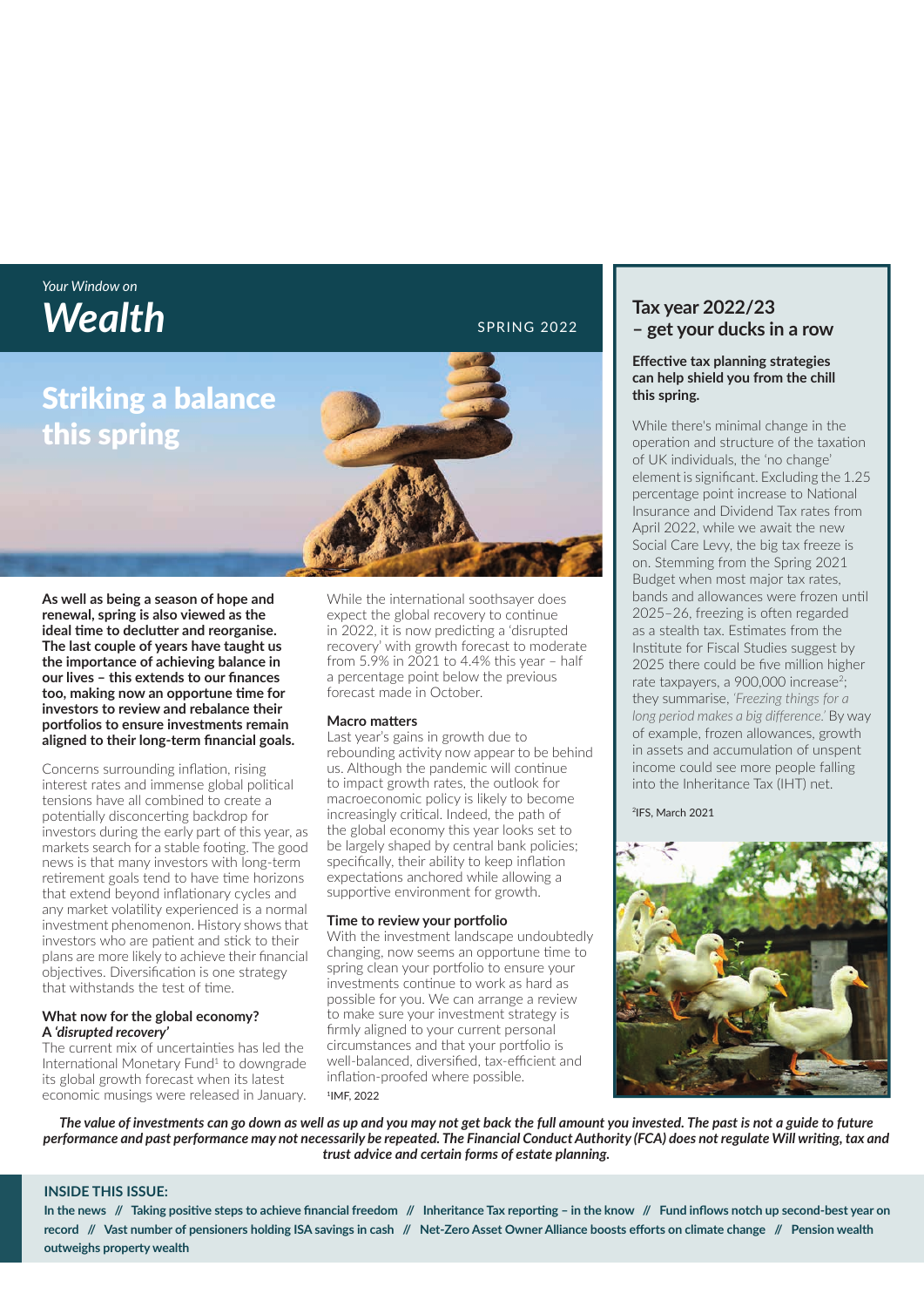*Your Window on*

# Wealth

SPRING 2022

## Striking a balance this spring

**As well as being a season of hope and renewal, spring is also viewed as the ideal time to declutter and reorganise. The last couple of years have taught us the importance of achieving balance in our lives – this extends to our finances too, making now an opportune time for investors to review and rebalance their portfolios to ensure investments remain aligned to their long-term financial goals.**

Concerns surrounding inflation, rising interest rates and immense global political tensions have all combined to create a potentially disconcerting backdrop for investors during the early part of this year, as markets search for a stable footing. The good news is that many investors with long-term retirement goals tend to have time horizons that extend beyond inflationary cycles and any market volatility experienced is a normal investment phenomenon. History shows that investors who are patient and stick to their plans are more likely to achieve their financial objectives. Diversification is one strategy that withstands the test of time.

### What now for the global economy? A *'disrupted recovery'*

The current mix of uncertainties has led the International Monetary Fund[1] to downgrade its global growth forecast when its latest economic musings were released in January. While the international soothsayer does expect the global recovery to continue in 2022, it is now predicting a 'disrupted recovery' with growth forecast to moderate from 5.9% in 2021 to 4.4% this year – half a percentage point below the previous forecast made in October.

### Macro matters

Last year's gains in growth due to rebounding activity now appear to be behind us. Although the pandemic will continue to impact growth rates, the outlook for macroeconomic policy is likely to become increasingly critical. Indeed, the path of the global economy this year looks set to be largely shaped by central bank policies; specifically, their ability to keep inflation expectations anchored while allowing a supportive environment for growth.

### Time to review your portfolio

With the investment landscape undoubtedly changing, now seems an opportune time to spring clean your portfolio to ensure your investments continue to work as hard as possible for you. We can arrange a review to make sure your investment strategy is firmly aligned to your current personal circumstances and that your portfolio is well-balanced, diversified, tax-efficient and inflation-proofed where possible.

[1]IMF, 2022

## Tax year 2022/23 – get your ducks in a row

**Effective tax planning strategies can help shield you from the chill this spring.**

While there's minimal change in the operation and structure of the taxation of UK individuals, the 'no change' element is significant. Excluding the 1.25 percentage point increase to National Insurance and Dividend Tax rates from April 2022, while we await the new Social Care Levy, the big tax freeze is on. Stemming from the Spring 2021 Budget when most major tax rates, bands and allowances were frozen until 2025–26, freezing is often regarded as a stealth tax. Estimates from the Institute for Fiscal Studies suggest by 2025 there could be five million higher rate taxpayers, a 900,000 increase[2]; they summarise, *'Freezing things for a long period makes a big difference.'* By way of example, frozen allowances, growth in assets and accumulation of unspent income could see more people falling into the Inheritance Tax (IHT) net.

[2]IFS, March 2021

***The value of investments can go down as well as up and you may not get back the full amount you invested. The past is not a guide to future performance and past performance may not necessarily be repeated. The Financial Conduct Authority (FCA) does not regulate Will writing, tax and trust advice and certain forms of estate planning.***

**INSIDE THIS ISSUE:**

**In the news // Taking positive steps to achieve financial freedom // Inheritance Tax reporting – in the know // Fund inflows notch up second-best year on record // Vast number of pensioners holding ISA savings in cash // Net-Zero Asset Owner Alliance boosts efforts on climate change // Pension wealth outweighs property wealth**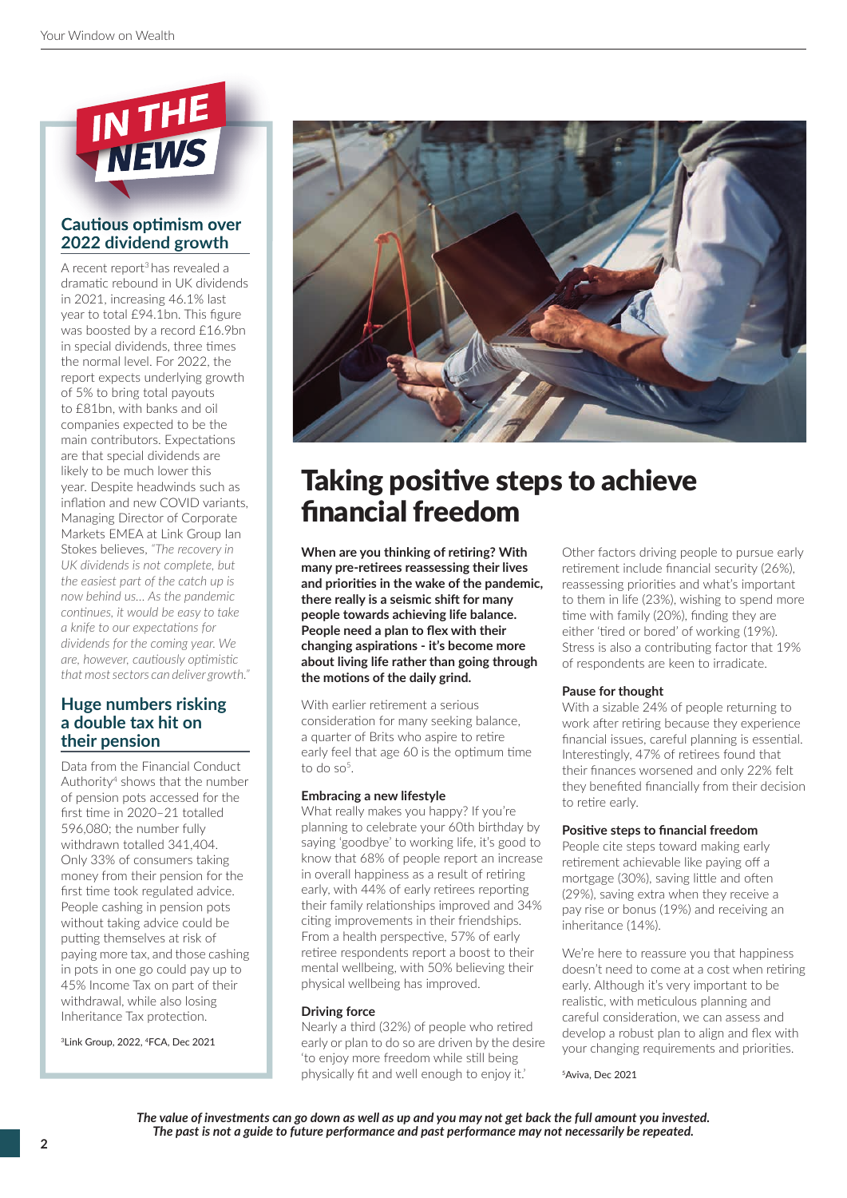## IN THE NEWS

### Cautious optimism over 2022 dividend growth

A recent report[3] has revealed a dramatic rebound in UK dividends in 2021, increasing 46.1% last year to total £94.1bn. This figure was boosted by a record £16.9bn in special dividends, three times the normal level. For 2022, the report expects underlying growth of 5% to bring total payouts to £81bn, with banks and oil companies expected to be the main contributors. Expectations are that special dividends are likely to be much lower this year. Despite headwinds such as inflation and new COVID variants, Managing Director of Corporate Markets EMEA at Link Group Ian Stokes believes, *"The recovery in UK dividends is not complete, but the easiest part of the catch up is now behind us… As the pandemic continues, it would be easy to take a knife to our expectations for dividends for the coming year. We are, however, cautiously optimistic that most sectors can deliver growth."*

### Huge numbers risking a double tax hit on their pension

Data from the Financial Conduct Authority[4] shows that the number of pension pots accessed for the first time in 2020–21 totalled 596,080; the number fully withdrawn totalled 341,404. Only 33% of consumers taking money from their pension for the first time took regulated advice. People cashing in pension pots without taking advice could be putting themselves at risk of paying more tax, and those cashing in pots in one go could pay up to 45% Income Tax on part of their withdrawal, while also losing Inheritance Tax protection.

[3]Link Group, 2022, [4]FCA, Dec 2021

# Taking positive steps to achieve financial freedom

**When are you thinking of retiring? With many pre-retirees reassessing their lives and priorities in the wake of the pandemic, there really is a seismic shift for many people towards achieving life balance. People need a plan to flex with their changing aspirations - it's become more about living life rather than going through the motions of the daily grind.**

With earlier retirement a serious consideration for many seeking balance, a quarter of Brits who aspire to retire early feel that age 60 is the optimum time to do so[5].

### Embracing a new lifestyle

What really makes you happy? If you're planning to celebrate your 60th birthday by saying 'goodbye' to working life, it's good to know that 68% of people report an increase in overall happiness as a result of retiring early, with 44% of early retirees reporting their family relationships improved and 34% citing improvements in their friendships. From a health perspective, 57% of early retiree respondents report a boost to their mental wellbeing, with 50% believing their physical wellbeing has improved.

### Driving force

Nearly a third (32%) of people who retired early or plan to do so are driven by the desire 'to enjoy more freedom while still being physically fit and well enough to enjoy it.'

Other factors driving people to pursue early retirement include financial security (26%), reassessing priorities and what's important to them in life (23%), wishing to spend more time with family (20%), finding they are either 'tired or bored' of working (19%). Stress is also a contributing factor that 19% of respondents are keen to irradicate.

### Pause for thought

With a sizable 24% of people returning to work after retiring because they experience financial issues, careful planning is essential. Interestingly, 47% of retirees found that their finances worsened and only 22% felt they benefited financially from their decision to retire early.

### Positive steps to financial freedom

People cite steps toward making early retirement achievable like paying off a mortgage (30%), saving little and often (29%), saving extra when they receive a pay rise or bonus (19%) and receiving an inheritance (14%).

We're here to reassure you that happiness doesn't need to come at a cost when retiring early. Although it's very important to be realistic, with meticulous planning and careful consideration, we can assess and develop a robust plan to align and flex with your changing requirements and priorities.

[5]Aviva, Dec 2021

***The value of investments can go down as well as up and you may not get back the full amount you invested. The past is not a guide to future performance and past performance may not necessarily be repeated.***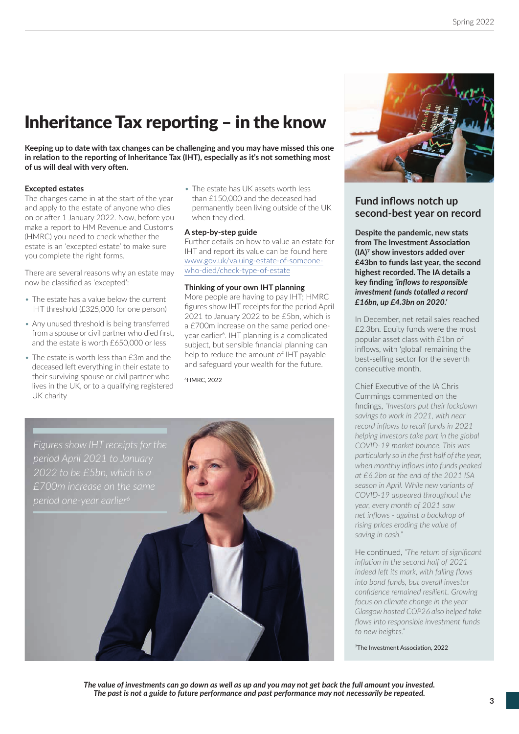# Inheritance Tax reporting – in the know

**Keeping up to date with tax changes can be challenging and you may have missed this one in relation to the reporting of Inheritance Tax (IHT), especially as it's not something most of us will deal with very often.**

### Excepted estates

The changes came in at the start of the year and apply to the estate of anyone who dies on or after 1 January 2022. Now, before you make a report to HM Revenue and Customs (HMRC) you need to check whether the estate is an 'excepted estate' to make sure you complete the right forms.

There are several reasons why an estate may now be classified as 'excepted':

- The estate has a value below the current IHT threshold (£325,000 for one person)
- Any unused threshold is being transferred from a spouse or civil partner who died first, and the estate is worth £650,000 or less
- The estate is worth less than £3m and the deceased left everything in their estate to their surviving spouse or civil partner who lives in the UK, or to a qualifying registered UK charity
- The estate has UK assets worth less than £150,000 and the deceased had permanently been living outside of the UK when they died.

### A step-by-step guide

Further details on how to value an estate for IHT and report its value can be found here [www.gov.uk/valuing-estate-of-someone-who-died/check-type-of-estate](www.gov.uk/valuing-estate-of-someone-who-died/check-type-of-estate)

### Thinking of your own IHT planning

More people are having to pay IHT; HMRC figures show IHT receipts for the period April 2021 to January 2022 to be £5bn, which is a £700m increase on the same period one-year earlier[6]. IHT planning is a complicated subject, but sensible financial planning can help to reduce the amount of IHT payable and safeguard your wealth for the future.

[6]HMRC, 2022

*Figures show IHT receipts for the period April 2021 to January 2022 to be £5bn, which is a £700m increase on the same period one-year earlier[6]*

## Fund inflows notch up second-best year on record

**Despite the pandemic, new stats from The Investment Association (IA)[7] show investors added over £43bn to funds last year, the second highest recorded. The IA details a key finding *'inflows to responsible investment funds totalled a record £16bn, up £4.3bn on 2020.'***

In December, net retail sales reached £2.3bn. Equity funds were the most popular asset class with £1bn of inflows, with 'global' remaining the best-selling sector for the seventh consecutive month.

Chief Executive of the IA Chris Cummings commented on the findings, *"Investors put their lockdown savings to work in 2021, with near record inflows to retail funds in 2021 helping investors take part in the global COVID-19 market bounce. This was particularly so in the first half of the year, when monthly inflows into funds peaked at £6.2bn at the end of the 2021 ISA season in April. While new variants of COVID-19 appeared throughout the year, every month of 2021 saw net inflows - against a backdrop of rising prices eroding the value of saving in cash."*

He continued, *"The return of significant inflation in the second half of 2021 indeed left its mark, with falling flows into bond funds, but overall investor confidence remained resilient. Growing focus on climate change in the year Glasgow hosted COP26 also helped take flows into responsible investment funds to new heights."*

[7]The Investment Association, 2022

***The value of investments can go down as well as up and you may not get back the full amount you invested. The past is not a guide to future performance and past performance may not necessarily be repeated.***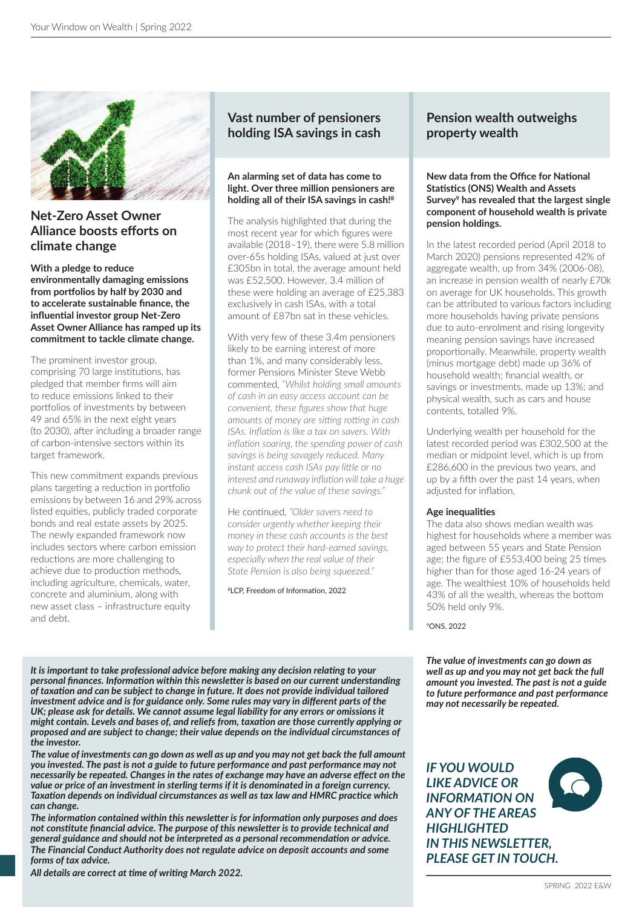## Net-Zero Asset Owner Alliance boosts efforts on climate change

**With a pledge to reduce environmentally damaging emissions from portfolios by half by 2030 and to accelerate sustainable finance, the influential investor group Net-Zero Asset Owner Alliance has ramped up its commitment to tackle climate change.**

The prominent investor group, comprising 70 large institutions, has pledged that member firms will aim to reduce emissions linked to their portfolios of investments by between 49 and 65% in the next eight years (to 2030), after including a broader range of carbon-intensive sectors within its target framework.

This new commitment expands previous plans targeting a reduction in portfolio emissions by between 16 and 29% across listed equities, publicly traded corporate bonds and real estate assets by 2025. The newly expanded framework now includes sectors where carbon emission reductions are more challenging to achieve due to production methods, including agriculture, chemicals, water, concrete and aluminium, along with new asset class – infrastructure equity and debt.

## Vast number of pensioners holding ISA savings in cash

**An alarming set of data has come to light. Over three million pensioners are holding all of their ISA savings in cash![8]**

The analysis highlighted that during the most recent year for which figures were available (2018–19), there were 5.8 million over-65s holding ISAs, valued at just over £305bn in total, the average amount held was £52,500. However, 3.4 million of these were holding an average of £25,383 exclusively in cash ISAs, with a total amount of £87bn sat in these vehicles.

With very few of these 3.4m pensioners likely to be earning interest of more than 1%, and many considerably less, former Pensions Minister Steve Webb commented, *"Whilst holding small amounts of cash in an easy access account can be convenient, these figures show that huge amounts of money are sitting rotting in cash ISAs. Inflation is like a tax on savers. With inflation soaring, the spending power of cash savings is being savagely reduced. Many instant access cash ISAs pay little or no interest and runaway inflation will take a huge chunk out of the value of these savings."*

He continued, *"Older savers need to consider urgently whether keeping their money in these cash accounts is the best way to protect their hard-earned savings, especially when the real value of their State Pension is also being squeezed."*

[8]LCP, Freedom of Information, 2022

## Pension wealth outweighs property wealth

**New data from the Office for National Statistics (ONS) Wealth and Assets Survey[9] has revealed that the largest single component of household wealth is private pension holdings.**

In the latest recorded period (April 2018 to March 2020) pensions represented 42% of aggregate wealth, up from 34% (2006-08), an increase in pension wealth of nearly £70k on average for UK households. This growth can be attributed to various factors including more households having private pensions due to auto-enrolment and rising longevity meaning pension savings have increased proportionally. Meanwhile, property wealth (minus mortgage debt) made up 36% of household wealth; financial wealth, or savings or investments, made up 13%; and physical wealth, such as cars and house contents, totalled 9%.

Underlying wealth per household for the latest recorded period was £302,500 at the median or midpoint level, which is up from £286,600 in the previous two years, and up by a fifth over the past 14 years, when adjusted for inflation.

### Age inequalities

The data also shows median wealth was highest for households where a member was aged between 55 years and State Pension age; the figure of £553,400 being 25 times higher than for those aged 16-24 years of age. The wealthiest 10% of households held 43% of all the wealth, whereas the bottom 50% held only 9%.

[9]ONS, 2022

***It is important to take professional advice before making any decision relating to your personal finances. Information within this newsletter is based on our current understanding of taxation and can be subject to change in future. It does not provide individual tailored investment advice and is for guidance only. Some rules may vary in different parts of the UK; please ask for details. We cannot assume legal liability for any errors or omissions it might contain. Levels and bases of, and reliefs from, taxation are those currently applying or proposed and are subject to change; their value depends on the individual circumstances of the investor.***

***The value of investments can go down as well as up and you may not get back the full amount you invested. The past is not a guide to future performance and past performance may not necessarily be repeated. Changes in the rates of exchange may have an adverse effect on the value or price of an investment in sterling terms if it is denominated in a foreign currency. Taxation depends on individual circumstances as well as tax law and HMRC practice which can change.***

***The information contained within this newsletter is for information only purposes and does not constitute financial advice. The purpose of this newsletter is to provide technical and general guidance and should not be interpreted as a personal recommendation or advice. The Financial Conduct Authority does not regulate advice on deposit accounts and some forms of tax advice.***

***All details are correct at time of writing March 2022.***

***The value of investments can go down as well as up and you may not get back the full amount you invested. The past is not a guide to future performance and past performance may not necessarily be repeated.***

***IF YOU WOULD LIKE ADVICE OR INFORMATION ON ANY OF THE AREAS HIGHLIGHTED IN THIS NEWSLETTER, PLEASE GET IN TOUCH.***